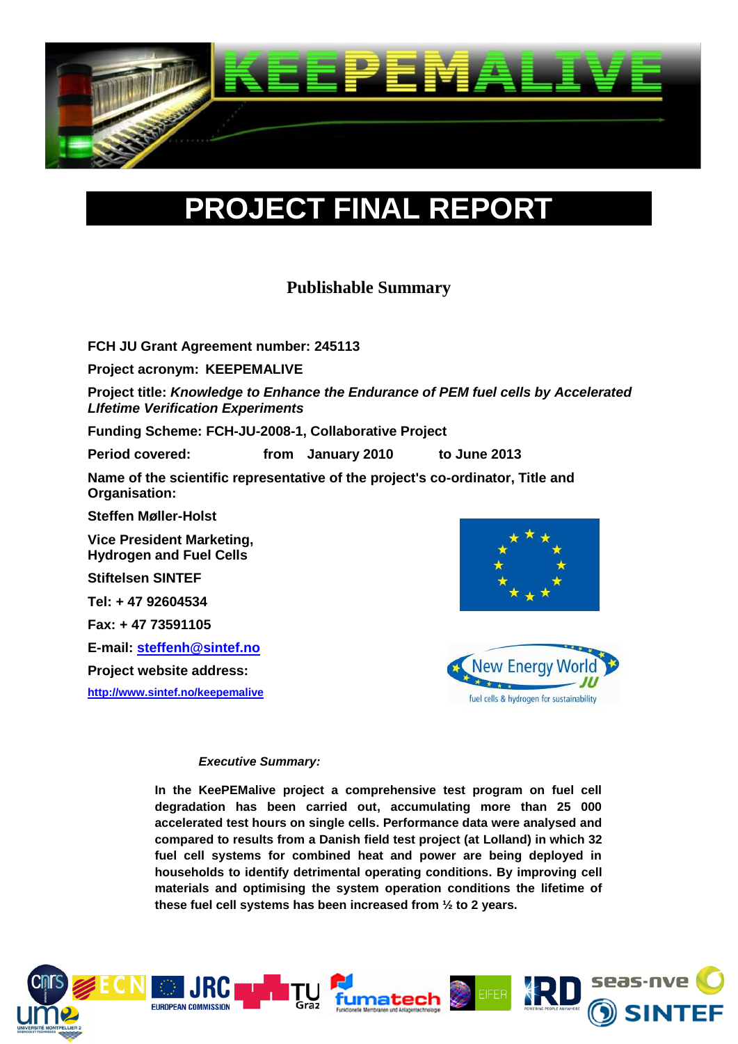# PROJECT FINAL REPORT

## Publishable Summary

**FCH JU Grant Agreement number: 245113**

**Project acronym: KEEPEMALIVE**

**Project title:** ***Knowledge to Enhance the Endurance of PEM fuel cells by Accelerated LIfetime Verification Experiments***

**Funding Scheme: FCH-JU-2008-1, Collaborative Project**

**Period covered: from January 2010 to June 2013**

**Name of the scientific representative of the project's co-ordinator, Title and Organisation:**

**Steffen Møller-Holst**

**Vice President Marketing, Hydrogen and Fuel Cells**

**Stiftelsen SINTEF**

**Tel: + 47 92604534**

**Fax: + 47 73591105**

**E-mail: steffenh@sintef.no**

**Project website address:**

**http://www.sintef.no/keepemalive**

***Executive Summary:***

**In the KeePEMalive project a comprehensive test program on fuel cell degradation has been carried out, accumulating more than 25 000 accelerated test hours on single cells. Performance data were analysed and compared to results from a Danish field test project (at Lolland) in which 32 fuel cell systems for combined heat and power are being deployed in households to identify detrimental operating conditions. By improving cell materials and optimising the system operation conditions the lifetime of these fuel cell systems has been increased from ½ to 2 years.**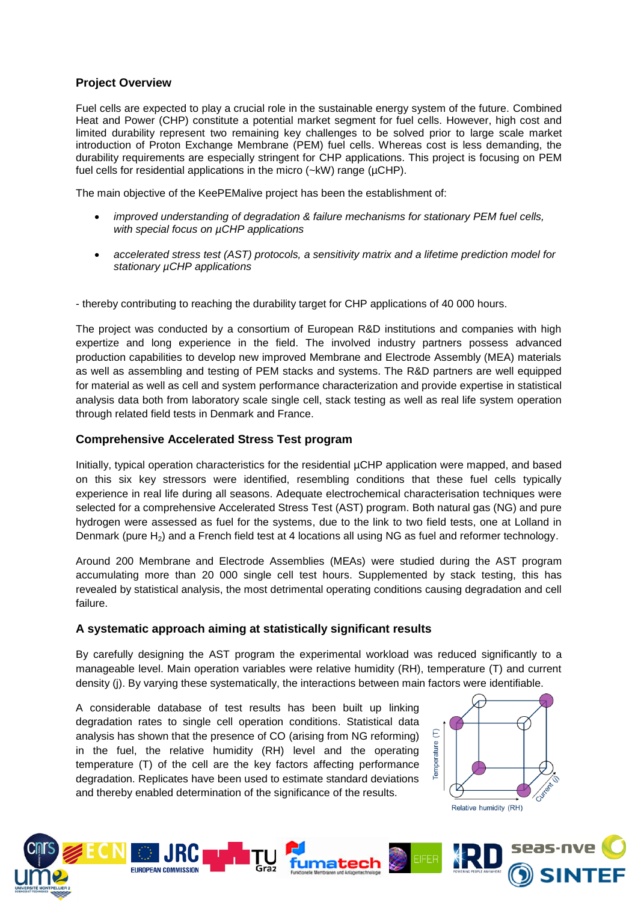## Project Overview

Fuel cells are expected to play a crucial role in the sustainable energy system of the future. Combined Heat and Power (CHP) constitute a potential market segment for fuel cells. However, high cost and limited durability represent two remaining key challenges to be solved prior to large scale market introduction of Proton Exchange Membrane (PEM) fuel cells. Whereas cost is less demanding, the durability requirements are especially stringent for CHP applications. This project is focusing on PEM fuel cells for residential applications in the micro (~kW) range (µCHP).

The main objective of the KeePEMalive project has been the establishment of:

- *improved understanding of degradation & failure mechanisms for stationary PEM fuel cells, with special focus on µCHP applications*
- *accelerated stress test (AST) protocols, a sensitivity matrix and a lifetime prediction model for stationary µCHP applications*

- thereby contributing to reaching the durability target for CHP applications of 40 000 hours.

The project was conducted by a consortium of European R&D institutions and companies with high expertize and long experience in the field. The involved industry partners possess advanced production capabilities to develop new improved Membrane and Electrode Assembly (MEA) materials as well as assembling and testing of PEM stacks and systems. The R&D partners are well equipped for material as well as cell and system performance characterization and provide expertise in statistical analysis data both from laboratory scale single cell, stack testing as well as real life system operation through related field tests in Denmark and France.

## Comprehensive Accelerated Stress Test program

Initially, typical operation characteristics for the residential µCHP application were mapped, and based on this six key stressors were identified, resembling conditions that these fuel cells typically experience in real life during all seasons. Adequate electrochemical characterisation techniques were selected for a comprehensive Accelerated Stress Test (AST) program. Both natural gas (NG) and pure hydrogen were assessed as fuel for the systems, due to the link to two field tests, one at Lolland in Denmark (pure $H_2$) and a French field test at 4 locations all using NG as fuel and reformer technology.

Around 200 Membrane and Electrode Assemblies (MEAs) were studied during the AST program accumulating more than 20 000 single cell test hours. Supplemented by stack testing, this has revealed by statistical analysis, the most detrimental operating conditions causing degradation and cell failure.

## A systematic approach aiming at statistically significant results

By carefully designing the AST program the experimental workload was reduced significantly to a manageable level. Main operation variables were relative humidity (RH), temperature (T) and current density (j). By varying these systematically, the interactions between main factors were identifiable.

A considerable database of test results has been built up linking degradation rates to single cell operation conditions. Statistical data analysis has shown that the presence of CO (arising from NG reforming) in the fuel, the relative humidity (RH) level and the operating temperature (T) of the cell are the key factors affecting performance degradation. Replicates have been used to estimate standard deviations and thereby enabled determination of the significance of the results.

Temperature (T)
Current (j)
Relative humidity (RH)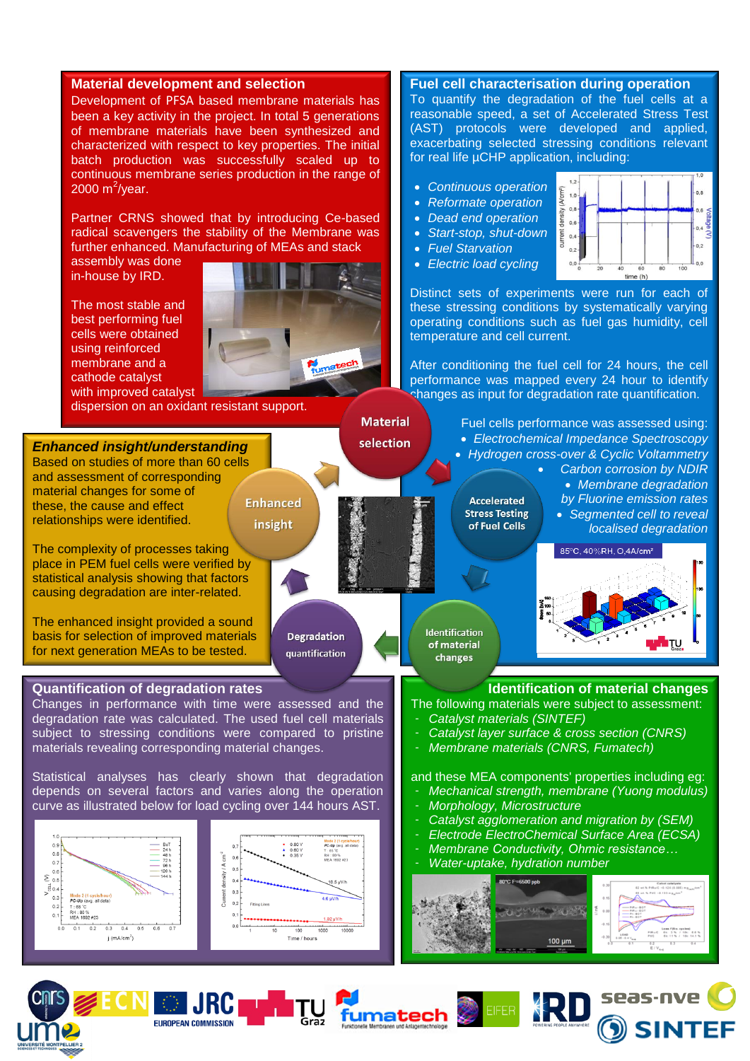## Material development and selection

Development of PFSA based membrane materials has been a key activity in the project. In total 5 generations of membrane materials have been synthesized and characterized with respect to key properties. The initial batch production was successfully scaled up to continuous membrane series production in the range of 2000 $m^2$/year.

Partner CRNS showed that by introducing Ce-based radical scavengers the stability of the Membrane was further enhanced. Manufacturing of MEAs and stack assembly was done in-house by IRD.

The most stable and best performing fuel cells were obtained using reinforced membrane and a cathode catalyst with improved catalyst dispersion on an oxidant resistant support.

## Fuel cell characterisation during operation

To quantify the degradation of the fuel cells at a reasonable speed, a set of Accelerated Stress Test (AST) protocols were developed and applied, exacerbating selected stressing conditions relevant for real life µCHP application, including:

- *Continuous operation*
- *Reformate operation*
- *Dead end operation*
- *Start-stop, shut-down*
- *Fuel Starvation*
- *Electric load cycling*

Distinct sets of experiments were run for each of these stressing conditions by systematically varying operating conditions such as fuel gas humidity, cell temperature and cell current.

After conditioning the fuel cell for 24 hours, the cell performance was mapped every 24 hour to identify changes as input for degradation rate quantification.

Fuel cells performance was assessed using:

- *Electrochemical Impedance Spectroscopy*
- *Hydrogen cross-over & Cyclic Voltammetry*
- *Carbon corrosion by NDIR*
- *Membrane degradation by Fluorine emission rates*
- *Segmented cell to reveal localised degradation*

85°C, 40%RH, 0,4A/cm²

Material selection

Enhanced insight

Accelerated Stress Testing of Fuel Cells

Degradation quantification

Identification of material changes

## *Enhanced insight/understanding*

Based on studies of more than 60 cells and assessment of corresponding material changes for some of these, the cause and effect relationships were identified.

The complexity of processes taking place in PEM fuel cells were verified by statistical analysis showing that factors causing degradation are inter-related.

The enhanced insight provided a sound basis for selection of improved materials for next generation MEAs to be tested.

## Quantification of degradation rates

Changes in performance with time were assessed and the degradation rate was calculated. The used fuel cell materials subject to stressing conditions were compared to pristine materials revealing corresponding material changes.

Statistical analyses has clearly shown that degradation depends on several factors and varies along the operation curve as illustrated below for load cycling over 144 hours AST.

## Identification of material changes

The following materials were subject to assessment:

- *Catalyst materials (SINTEF)*
- *Catalyst layer surface & cross section (CNRS)*
- *Membrane materials (CNRS, Fumatech)*

and these MEA components' properties including eg:

- *Mechanical strength, membrane (Yuong modulus)*
- *Morphology, Microstructure*
- *Catalyst agglomeration and migration by (SEM)*
- *Electrode ElectroChemical Surface Area (ECSA)*
- *Membrane Conductivity, Ohmic resistance…*
- *Water-uptake, hydration number*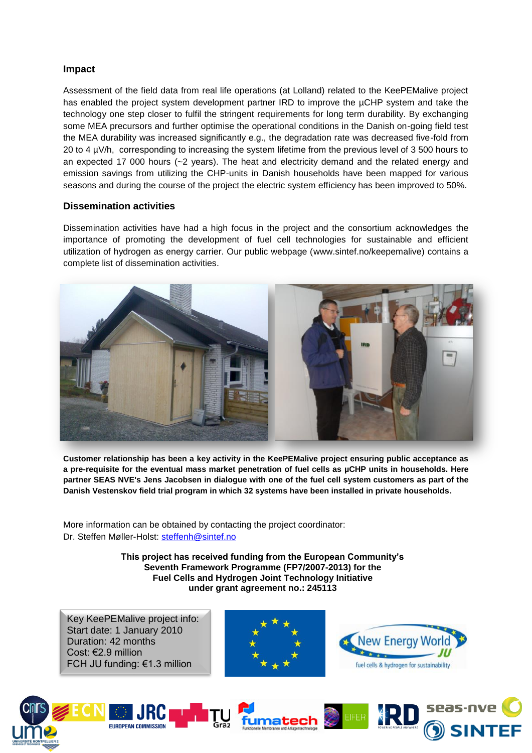## Impact

Assessment of the field data from real life operations (at Lolland) related to the KeePEMalive project has enabled the project system development partner IRD to improve the µCHP system and take the technology one step closer to fulfil the stringent requirements for long term durability. By exchanging some MEA precursors and further optimise the operational conditions in the Danish on-going field test the MEA durability was increased significantly e.g., the degradation rate was decreased five-fold from 20 to 4 µV/h, corresponding to increasing the system lifetime from the previous level of 3 500 hours to an expected 17 000 hours (~2 years). The heat and electricity demand and the related energy and emission savings from utilizing the CHP-units in Danish households have been mapped for various seasons and during the course of the project the electric system efficiency has been improved to 50%.

## Dissemination activities

Dissemination activities have had a high focus in the project and the consortium acknowledges the importance of promoting the development of fuel cell technologies for sustainable and efficient utilization of hydrogen as energy carrier. Our public webpage (www.sintef.no/keepemalive) contains a complete list of dissemination activities.

**Customer relationship has been a key activity in the KeePEMalive project ensuring public acceptance as a pre-requisite for the eventual mass market penetration of fuel cells as µCHP units in households. Here partner SEAS NVE's Jens Jacobsen in dialogue with one of the fuel cell system customers as part of the Danish Vestenskov field trial program in which 32 systems have been installed in private households.**

More information can be obtained by contacting the project coordinator:
Dr. Steffen Møller-Holst: steffenh@sintef.no

**This project has received funding from the European Community's Seventh Framework Programme (FP7/2007-2013) for the Fuel Cells and Hydrogen Joint Technology Initiative under grant agreement no.: 245113**

Key KeePEMalive project info:
Start date: 1 January 2010
Duration: 42 months
Cost: €2.9 million
FCH JU funding: €1.3 million